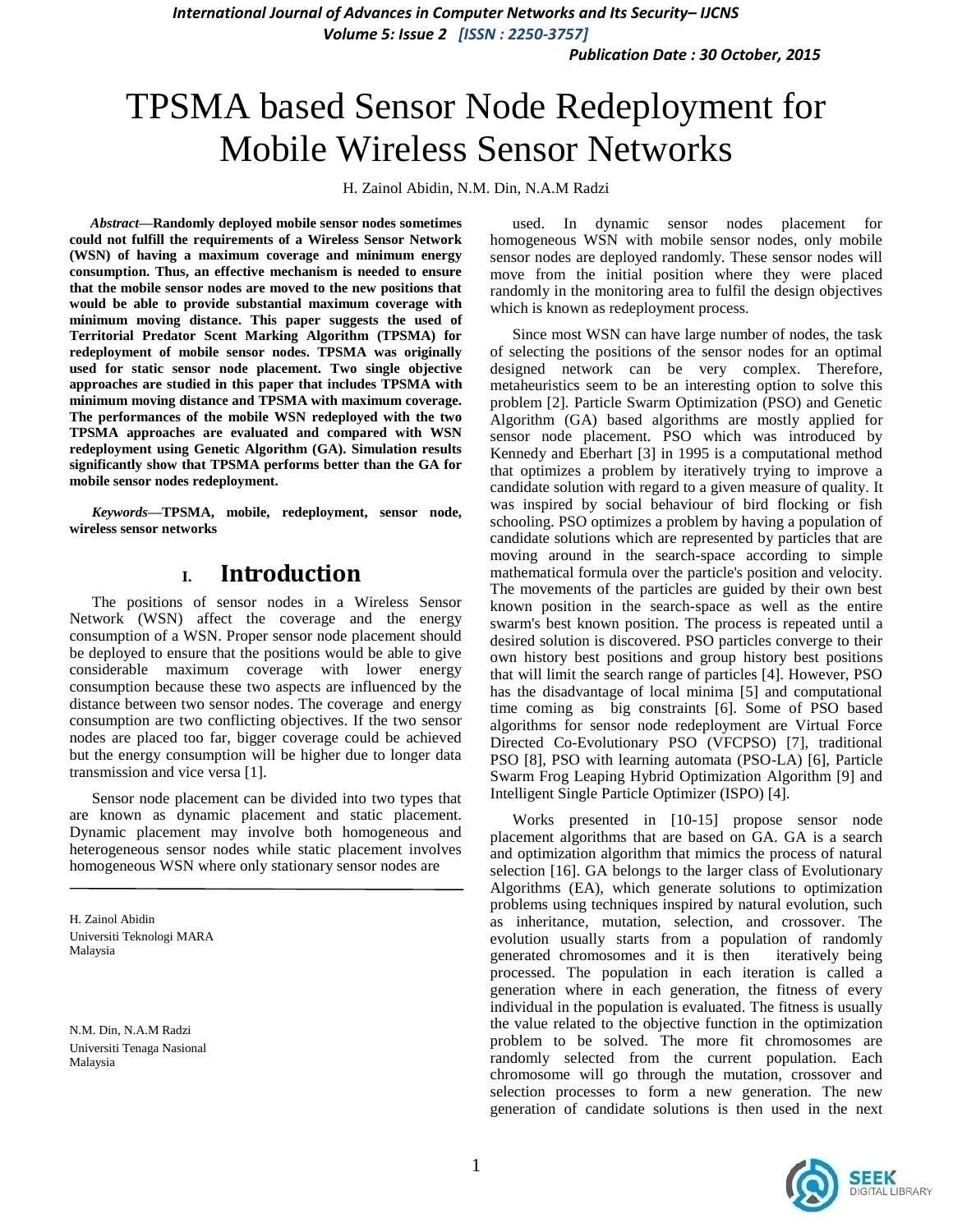# TPSMA based Sensor Node Redeployment for Mobile Wireless Sensor Networks

H. Zainol Abidin, N.M. Din, N.A.M Radzi

***Abstract*—Randomly deployed mobile sensor nodes sometimes could not fulfill the requirements of a Wireless Sensor Network (WSN) of having a maximum coverage and minimum energy consumption. Thus, an effective mechanism is needed to ensure that the mobile sensor nodes are moved to the new positions that would be able to provide substantial maximum coverage with minimum moving distance. This paper suggests the used of Territorial Predator Scent Marking Algorithm (TPSMA) for redeployment of mobile sensor nodes. TPSMA was originally used for static sensor node placement. Two single objective approaches are studied in this paper that includes TPSMA with minimum moving distance and TPSMA with maximum coverage. The performances of the mobile WSN redeployed with the two TPSMA approaches are evaluated and compared with WSN redeployment using Genetic Algorithm (GA). Simulation results significantly show that TPSMA performs better than the GA for mobile sensor nodes redeployment.**

***Keywords*—TPSMA, mobile, redeployment, sensor node, wireless sensor networks**

## I. Introduction

The positions of sensor nodes in a Wireless Sensor Network (WSN) affect the coverage and the energy consumption of a WSN. Proper sensor node placement should be deployed to ensure that the positions would be able to give considerable maximum coverage with lower energy consumption because these two aspects are influenced by the distance between two sensor nodes. The coverage and energy consumption are two conflicting objectives. If the two sensor nodes are placed too far, bigger coverage could be achieved but the energy consumption will be higher due to longer data transmission and vice versa [1].

Sensor node placement can be divided into two types that are known as dynamic placement and static placement. Dynamic placement may involve both homogeneous and heterogeneous sensor nodes while static placement involves homogeneous WSN where only stationary sensor nodes are used. In dynamic sensor nodes placement for homogeneous WSN with mobile sensor nodes, only mobile sensor nodes are deployed randomly. These sensor nodes will move from the initial position where they were placed randomly in the monitoring area to fulfil the design objectives which is known as redeployment process.

Since most WSN can have large number of nodes, the task of selecting the positions of the sensor nodes for an optimal designed network can be very complex. Therefore, metaheuristics seem to be an interesting option to solve this problem [2]. Particle Swarm Optimization (PSO) and Genetic Algorithm (GA) based algorithms are mostly applied for sensor node placement. PSO which was introduced by Kennedy and Eberhart [3] in 1995 is a computational method that optimizes a problem by iteratively trying to improve a candidate solution with regard to a given measure of quality. It was inspired by social behaviour of bird flocking or fish schooling. PSO optimizes a problem by having a population of candidate solutions which are represented by particles that are moving around in the search-space according to simple mathematical formula over the particle's position and velocity. The movements of the particles are guided by their own best known position in the search-space as well as the entire swarm's best known position. The process is repeated until a desired solution is discovered. PSO particles converge to their own history best positions and group history best positions that will limit the search range of particles [4]. However, PSO has the disadvantage of local minima [5] and computational time coming as big constraints [6]. Some of PSO based algorithms for sensor node redeployment are Virtual Force Directed Co-Evolutionary PSO (VFCPSO) [7], traditional PSO [8], PSO with learning automata (PSO-LA) [6], Particle Swarm Frog Leaping Hybrid Optimization Algorithm [9] and Intelligent Single Particle Optimizer (ISPO) [4].

Works presented in [10-15] propose sensor node placement algorithms that are based on GA. GA is a search and optimization algorithm that mimics the process of natural selection [16]. GA belongs to the larger class of Evolutionary Algorithms (EA), which generate solutions to optimization problems using techniques inspired by natural evolution, such as inheritance, mutation, selection, and crossover. The evolution usually starts from a population of randomly generated chromosomes and it is then iteratively being processed. The population in each iteration is called a generation where in each generation, the fitness of every individual in the population is evaluated. The fitness is usually the value related to the objective function in the optimization problem to be solved. The more fit chromosomes are randomly selected from the current population. Each chromosome will go through the mutation, crossover and selection processes to form a new generation. The new generation of candidate solutions is then used in the next

---

H. Zainol Abidin
Universiti Teknologi MARA
Malaysia

N.M. Din, N.A.M Radzi
Universiti Tenaga Nasional
Malaysia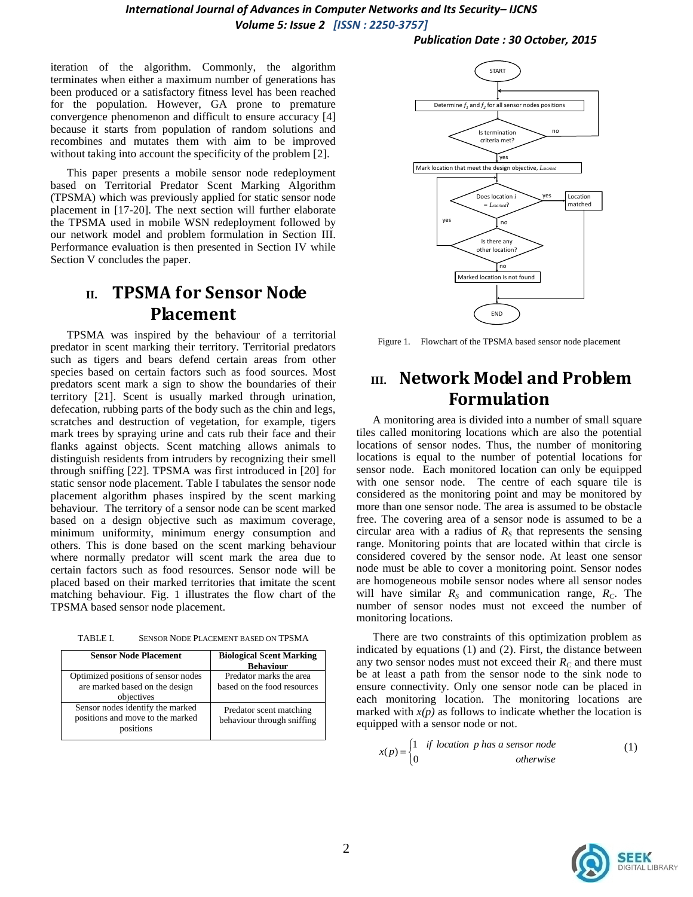iteration of the algorithm. Commonly, the algorithm terminates when either a maximum number of generations has been produced or a satisfactory fitness level has been reached for the population. However, GA prone to premature convergence phenomenon and difficult to ensure accuracy [4] because it starts from population of random solutions and recombines and mutates them with aim to be improved without taking into account the specificity of the problem [2].

This paper presents a mobile sensor node redeployment based on Territorial Predator Scent Marking Algorithm (TPSMA) which was previously applied for static sensor node placement in [17-20]. The next section will further elaborate the TPSMA used in mobile WSN redeployment followed by our network model and problem formulation in Section III. Performance evaluation is then presented in Section IV while Section V concludes the paper.

## II. TPSMA for Sensor Node Placement

TPSMA was inspired by the behaviour of a territorial predator in scent marking their territory. Territorial predators such as tigers and bears defend certain areas from other species based on certain factors such as food sources. Most predators scent mark a sign to show the boundaries of their territory [21]. Scent is usually marked through urination, defecation, rubbing parts of the body such as the chin and legs, scratches and destruction of vegetation, for example, tigers mark trees by spraying urine and cats rub their face and their flanks against objects. Scent matching allows animals to distinguish residents from intruders by recognizing their smell through sniffing [22]. TPSMA was first introduced in [20] for static sensor node placement. Table I tabulates the sensor node placement algorithm phases inspired by the scent marking behaviour. The territory of a sensor node can be scent marked based on a design objective such as maximum coverage, minimum uniformity, minimum energy consumption and others. This is done based on the scent marking behaviour where normally predator will scent mark the area due to certain factors such as food resources. Sensor node will be placed based on their marked territories that imitate the scent matching behaviour. Fig. 1 illustrates the flow chart of the TPSMA based sensor node placement.

TABLE I. SENSOR NODE PLACEMENT BASED ON TPSMA

| Sensor Node Placement | Biological Scent Marking Behaviour |
|---|---|
| Optimized positions of sensor nodes are marked based on the design objectives | Predator marks the area based on the food resources |
| Sensor nodes identify the marked positions and move to the marked positions | Predator scent matching behaviour through sniffing |

Figure 1. Flowchart of the TPSMA based sensor node placement

## III. Network Model and Problem Formulation

A monitoring area is divided into a number of small square tiles called monitoring locations which are also the potential locations of sensor nodes. Thus, the number of monitoring locations is equal to the number of potential locations for sensor node. Each monitored location can only be equipped with one sensor node. The centre of each square tile is considered as the monitoring point and may be monitored by more than one sensor node. The area is assumed to be obstacle free. The covering area of a sensor node is assumed to be a circular area with a radius of $R_S$ that represents the sensing range. Monitoring points that are located within that circle is considered covered by the sensor node. At least one sensor node must be able to cover a monitoring point. Sensor nodes are homogeneous mobile sensor nodes where all sensor nodes will have similar $R_S$ and communication range, $R_C$. The number of sensor nodes must not exceed the number of monitoring locations.

There are two constraints of this optimization problem as indicated by equations (1) and (2). First, the distance between any two sensor nodes must not exceed their $R_C$ and there must be at least a path from the sensor node to the sink node to ensure connectivity. Only one sensor node can be placed in each monitoring location. The monitoring locations are marked with $x(p)$ as follows to indicate whether the location is equipped with a sensor node or not.

$$x(p) = \begin{cases} 1 & \text{if location } p \text{ has a sensor node} \\ 0 & \text{otherwise} \end{cases} \quad (1)$$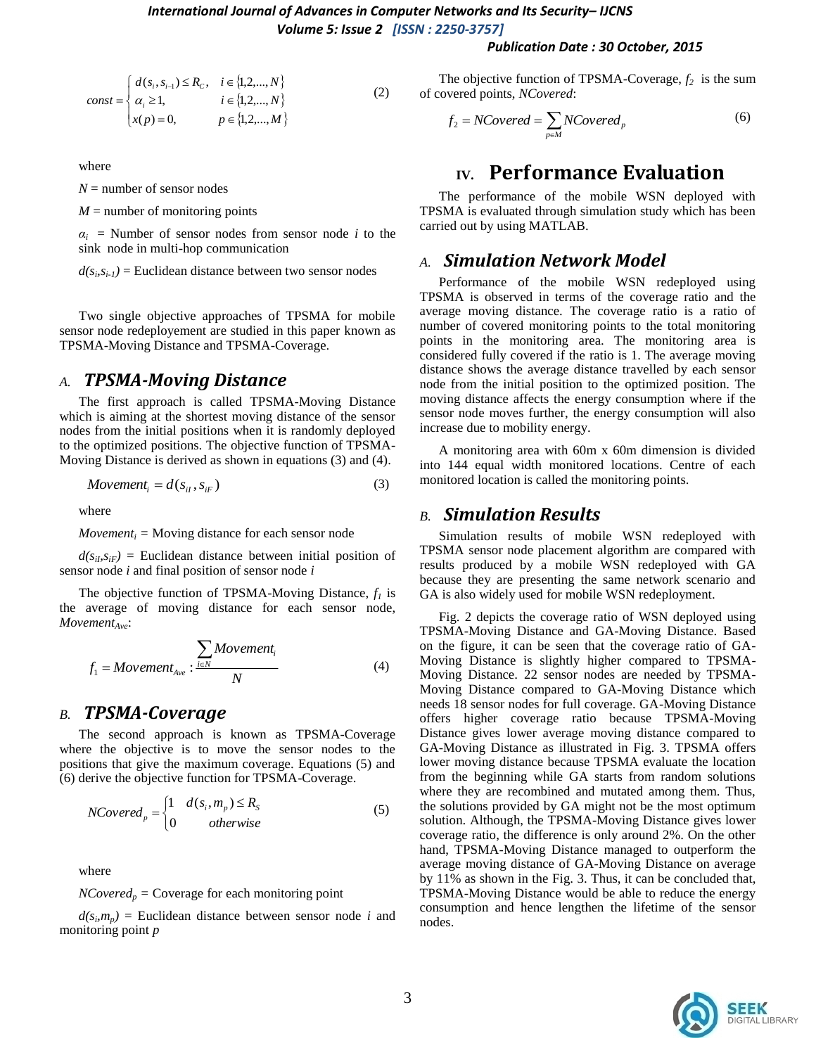$$const = \begin{cases} d(s_i, s_{i-1}) \le R_C, & i \in \{1,2,...,N\} \\ \alpha_i \ge 1, & i \in \{1,2,...,N\} \\ x(p) = 0, & p \in \{1,2,...,M\} \end{cases} \quad (2)$$

where

$N$ = number of sensor nodes

$M$ = number of monitoring points

$\alpha_i$ = Number of sensor nodes from sensor node $i$ to the sink node in multi-hop communication

$d(s_i,s_{i-1})$ = Euclidean distance between two sensor nodes

Two single objective approaches of TPSMA for mobile sensor node redeployement are studied in this paper known as TPSMA-Moving Distance and TPSMA-Coverage.

## A. *TPSMA-Moving Distance*

The first approach is called TPSMA-Moving Distance which is aiming at the shortest moving distance of the sensor nodes from the initial positions when it is randomly deployed to the optimized positions. The objective function of TPSMA-Moving Distance is derived as shown in equations (3) and (4).

$$Movement_i = d(s_{iI}, s_{iF}) \quad (3)$$

where

$Movement_i$ = Moving distance for each sensor node

$d(s_{iI},s_{iF})$ = Euclidean distance between initial position of sensor node $i$ and final position of sensor node $i$

The objective function of TPSMA-Moving Distance, $f_1$ is the average of moving distance for each sensor node, $Movement_{Ave}$:

$$f_1 = Movement_{Ave} : \frac{\sum_{i \in N} Movement_i}{N} \quad (4)$$

## B. *TPSMA-Coverage*

The second approach is known as TPSMA-Coverage where the objective is to move the sensor nodes to the positions that give the maximum coverage. Equations (5) and (6) derive the objective function for TPSMA-Coverage.

$$NCovered_p = \begin{cases} 1 & d(s_i, m_p) \le R_S \\ 0 & otherwise \end{cases} \quad (5)$$

where

$NCovered_p$ = Coverage for each monitoring point

$d(s_i,m_p)$ = Euclidean distance between sensor node $i$ and monitoring point $p$

The objective function of TPSMA-Coverage, $f_2$ is the sum of covered points, *NCovered*:

$$f_2 = NCovered = \sum_{p \in M} NCovered_p \quad (6)$$

# IV. Performance Evaluation

The performance of the mobile WSN deployed with TPSMA is evaluated through simulation study which has been carried out by using MATLAB.

## A. *Simulation Network Model*

Performance of the mobile WSN redeployed using TPSMA is observed in terms of the coverage ratio and the average moving distance. The coverage ratio is a ratio of number of covered monitoring points to the total monitoring points in the monitoring area. The monitoring area is considered fully covered if the ratio is 1. The average moving distance shows the average distance travelled by each sensor node from the initial position to the optimized position. The moving distance affects the energy consumption where if the sensor node moves further, the energy consumption will also increase due to mobility energy.

A monitoring area with 60m x 60m dimension is divided into 144 equal width monitored locations. Centre of each monitored location is called the monitoring points.

## B. *Simulation Results*

Simulation results of mobile WSN redeployed with TPSMA sensor node placement algorithm are compared with results produced by a mobile WSN redeployed with GA because they are presenting the same network scenario and GA is also widely used for mobile WSN redeployment.

Fig. 2 depicts the coverage ratio of WSN deployed using TPSMA-Moving Distance and GA-Moving Distance. Based on the figure, it can be seen that the coverage ratio of GA-Moving Distance is slightly higher compared to TPSMA-Moving Distance. 22 sensor nodes are needed by TPSMA-Moving Distance compared to GA-Moving Distance which needs 18 sensor nodes for full coverage. GA-Moving Distance offers higher coverage ratio because TPSMA-Moving Distance gives lower average moving distance compared to GA-Moving Distance as illustrated in Fig. 3. TPSMA offers lower moving distance because TPSMA evaluate the location from the beginning while GA starts from random solutions where they are recombined and mutated among them. Thus, the solutions provided by GA might not be the most optimum solution. Although, the TPSMA-Moving Distance gives lower coverage ratio, the difference is only around 2%. On the other hand, TPSMA-Moving Distance managed to outperform the average moving distance of GA-Moving Distance on average by 11% as shown in the Fig. 3. Thus, it can be concluded that, TPSMA-Moving Distance would be able to reduce the energy consumption and hence lengthen the lifetime of the sensor nodes.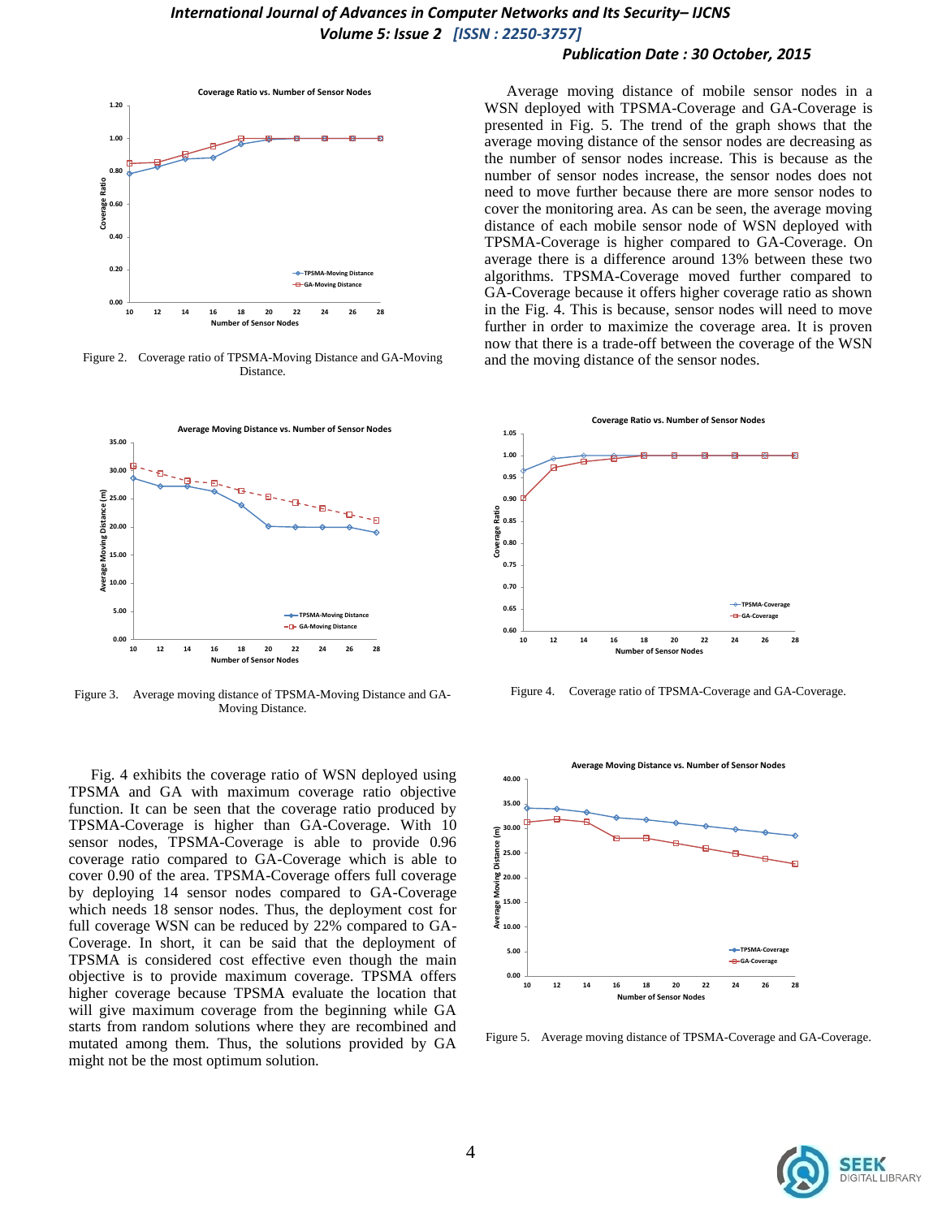Figure 2. Coverage ratio of TPSMA-Moving Distance and GA-Moving Distance.

Figure 3. Average moving distance of TPSMA-Moving Distance and GA-Moving Distance.

Fig. 4 exhibits the coverage ratio of WSN deployed using TPSMA and GA with maximum coverage ratio objective function. It can be seen that the coverage ratio produced by TPSMA-Coverage is higher than GA-Coverage. With 10 sensor nodes, TPSMA-Coverage is able to provide 0.96 coverage ratio compared to GA-Coverage which is able to cover 0.90 of the area. TPSMA-Coverage offers full coverage by deploying 14 sensor nodes compared to GA-Coverage which needs 18 sensor nodes. Thus, the deployment cost for full coverage WSN can be reduced by 22% compared to GA-Coverage. In short, it can be said that the deployment of TPSMA is considered cost effective even though the main objective is to provide maximum coverage. TPSMA offers higher coverage because TPSMA evaluate the location that will give maximum coverage from the beginning while GA starts from random solutions where they are recombined and mutated among them. Thus, the solutions provided by GA might not be the most optimum solution.

Average moving distance of mobile sensor nodes in a WSN deployed with TPSMA-Coverage and GA-Coverage is presented in Fig. 5. The trend of the graph shows that the average moving distance of the sensor nodes are decreasing as the number of sensor nodes increase. This is because as the number of sensor nodes increase, the sensor nodes does not need to move further because there are more sensor nodes to cover the monitoring area. As can be seen, the average moving distance of each mobile sensor node of WSN deployed with TPSMA-Coverage is higher compared to GA-Coverage. On average there is a difference around 13% between these two algorithms. TPSMA-Coverage moved further compared to GA-Coverage because it offers higher coverage ratio as shown in the Fig. 4. This is because, sensor nodes will need to move further in order to maximize the coverage area. It is proven now that there is a trade-off between the coverage of the WSN and the moving distance of the sensor nodes.

Figure 4. Coverage ratio of TPSMA-Coverage and GA-Coverage.

Figure 5. Average moving distance of TPSMA-Coverage and GA-Coverage.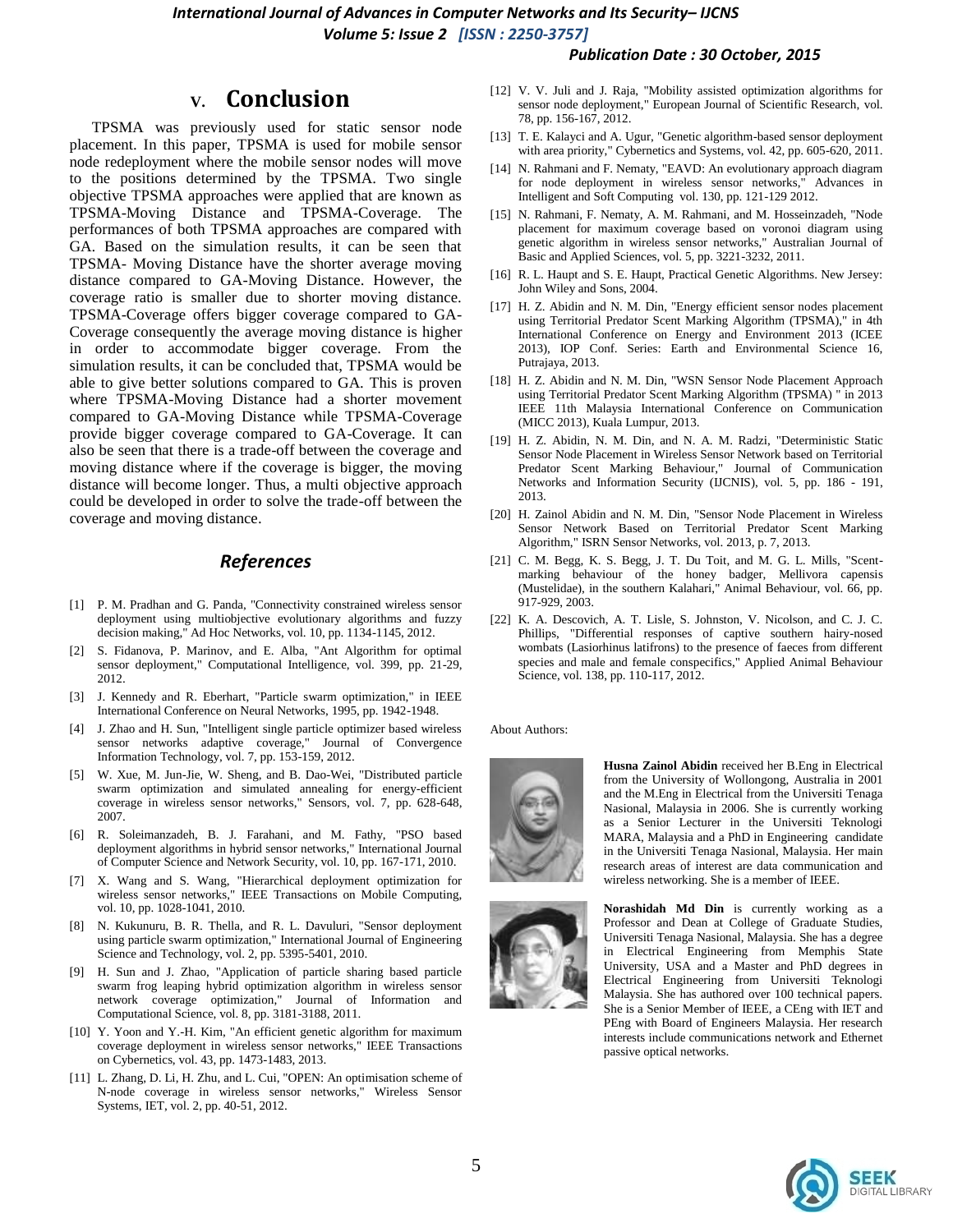## V. Conclusion

TPSMA was previously used for static sensor node placement. In this paper, TPSMA is used for mobile sensor node redeployment where the mobile sensor nodes will move to the positions determined by the TPSMA. Two single objective TPSMA approaches were applied that are known as TPSMA-Moving Distance and TPSMA-Coverage. The performances of both TPSMA approaches are compared with GA. Based on the simulation results, it can be seen that TPSMA- Moving Distance have the shorter average moving distance compared to GA-Moving Distance. However, the coverage ratio is smaller due to shorter moving distance. TPSMA-Coverage offers bigger coverage compared to GA-Coverage consequently the average moving distance is higher in order to accommodate bigger coverage. From the simulation results, it can be concluded that, TPSMA would be able to give better solutions compared to GA. This is proven where TPSMA-Moving Distance had a shorter movement compared to GA-Moving Distance while TPSMA-Coverage provide bigger coverage compared to GA-Coverage. It can also be seen that there is a trade-off between the coverage and moving distance where if the coverage is bigger, the moving distance will become longer. Thus, a multi objective approach could be developed in order to solve the trade-off between the coverage and moving distance.

## *References*

[1] P. M. Pradhan and G. Panda, "Connectivity constrained wireless sensor deployment using multiobjective evolutionary algorithms and fuzzy decision making," Ad Hoc Networks, vol. 10, pp. 1134-1145, 2012.

[2] S. Fidanova, P. Marinov, and E. Alba, "Ant Algorithm for optimal sensor deployment," Computational Intelligence, vol. 399, pp. 21-29, 2012.

[3] J. Kennedy and R. Eberhart, "Particle swarm optimization," in IEEE International Conference on Neural Networks, 1995, pp. 1942-1948.

[4] J. Zhao and H. Sun, "Intelligent single particle optimizer based wireless sensor networks adaptive coverage," Journal of Convergence Information Technology, vol. 7, pp. 153-159, 2012.

[5] W. Xue, M. Jun-Jie, W. Sheng, and B. Dao-Wei, "Distributed particle swarm optimization and simulated annealing for energy-efficient coverage in wireless sensor networks," Sensors, vol. 7, pp. 628-648, 2007.

[6] R. Soleimanzadeh, B. J. Farahani, and M. Fathy, "PSO based deployment algorithms in hybrid sensor networks," International Journal of Computer Science and Network Security, vol. 10, pp. 167-171, 2010.

[7] X. Wang and S. Wang, "Hierarchical deployment optimization for wireless sensor networks," IEEE Transactions on Mobile Computing, vol. 10, pp. 1028-1041, 2010.

[8] N. Kukunuru, B. R. Thella, and R. L. Davuluri, "Sensor deployment using particle swarm optimization," International Journal of Engineering Science and Technology, vol. 2, pp. 5395-5401, 2010.

[9] H. Sun and J. Zhao, "Application of particle sharing based particle swarm frog leaping hybrid optimization algorithm in wireless sensor network coverage optimization," Journal of Information and Computational Science, vol. 8, pp. 3181-3188, 2011.

[10] Y. Yoon and Y.-H. Kim, "An efficient genetic algorithm for maximum coverage deployment in wireless sensor networks," IEEE Transactions on Cybernetics, vol. 43, pp. 1473-1483, 2013.

[11] L. Zhang, D. Li, H. Zhu, and L. Cui, "OPEN: An optimisation scheme of N-node coverage in wireless sensor networks," Wireless Sensor Systems, IET, vol. 2, pp. 40-51, 2012.

[12] V. V. Juli and J. Raja, "Mobility assisted optimization algorithms for sensor node deployment," European Journal of Scientific Research, vol. 78, pp. 156-167, 2012.

[13] T. E. Kalayci and A. Ugur, "Genetic algorithm-based sensor deployment with area priority," Cybernetics and Systems, vol. 42, pp. 605-620, 2011.

[14] N. Rahmani and F. Nematy, "EAVD: An evolutionary approach diagram for node deployment in wireless sensor networks," Advances in Intelligent and Soft Computing vol. 130, pp. 121-129 2012.

[15] N. Rahmani, F. Nematy, A. M. Rahmani, and M. Hosseinzadeh, "Node placement for maximum coverage based on voronoi diagram using genetic algorithm in wireless sensor networks," Australian Journal of Basic and Applied Sciences, vol. 5, pp. 3221-3232, 2011.

[16] R. L. Haupt and S. E. Haupt, Practical Genetic Algorithms. New Jersey: John Wiley and Sons, 2004.

[17] H. Z. Abidin and N. M. Din, "Energy efficient sensor nodes placement using Territorial Predator Scent Marking Algorithm (TPSMA)," in 4th International Conference on Energy and Environment 2013 (ICEE 2013), IOP Conf. Series: Earth and Environmental Science 16, Putrajaya, 2013.

[18] H. Z. Abidin and N. M. Din, "WSN Sensor Node Placement Approach using Territorial Predator Scent Marking Algorithm (TPSMA) " in 2013 IEEE 11th Malaysia International Conference on Communication (MICC 2013), Kuala Lumpur, 2013.

[19] H. Z. Abidin, N. M. Din, and N. A. M. Radzi, "Deterministic Static Sensor Node Placement in Wireless Sensor Network based on Territorial Predator Scent Marking Behaviour," Journal of Communication Networks and Information Security (IJCNIS), vol. 5, pp. 186 - 191, 2013.

[20] H. Zainol Abidin and N. M. Din, "Sensor Node Placement in Wireless Sensor Network Based on Territorial Predator Scent Marking Algorithm," ISRN Sensor Networks, vol. 2013, p. 7, 2013.

[21] C. M. Begg, K. S. Begg, J. T. Du Toit, and M. G. L. Mills, "Scent-marking behaviour of the honey badger, Mellivora capensis (Mustelidae), in the southern Kalahari," Animal Behaviour, vol. 66, pp. 917-929, 2003.

[22] K. A. Descovich, A. T. Lisle, S. Johnston, V. Nicolson, and C. J. C. Phillips, "Differential responses of captive southern hairy-nosed wombats (Lasiorhinus latifrons) to the presence of faeces from different species and male and female conspecifics," Applied Animal Behaviour Science, vol. 138, pp. 110-117, 2012.

About Authors:

**Husna Zainol Abidin** received her B.Eng in Electrical from the University of Wollongong, Australia in 2001 and the M.Eng in Electrical from the Universiti Tenaga Nasional, Malaysia in 2006. She is currently working as a Senior Lecturer in the Universiti Teknologi MARA, Malaysia and a PhD in Engineering candidate in the Universiti Tenaga Nasional, Malaysia. Her main research areas of interest are data communication and wireless networking. She is a member of IEEE.

**Norashidah Md Din** is currently working as a Professor and Dean at College of Graduate Studies, Universiti Tenaga Nasional, Malaysia. She has a degree in Electrical Engineering from Memphis State University, USA and a Master and PhD degrees in Electrical Engineering from Universiti Teknologi Malaysia. She has authored over 100 technical papers. She is a Senior Member of IEEE, a CEng with IET and PEng with Board of Engineers Malaysia. Her research interests include communications network and Ethernet passive optical networks.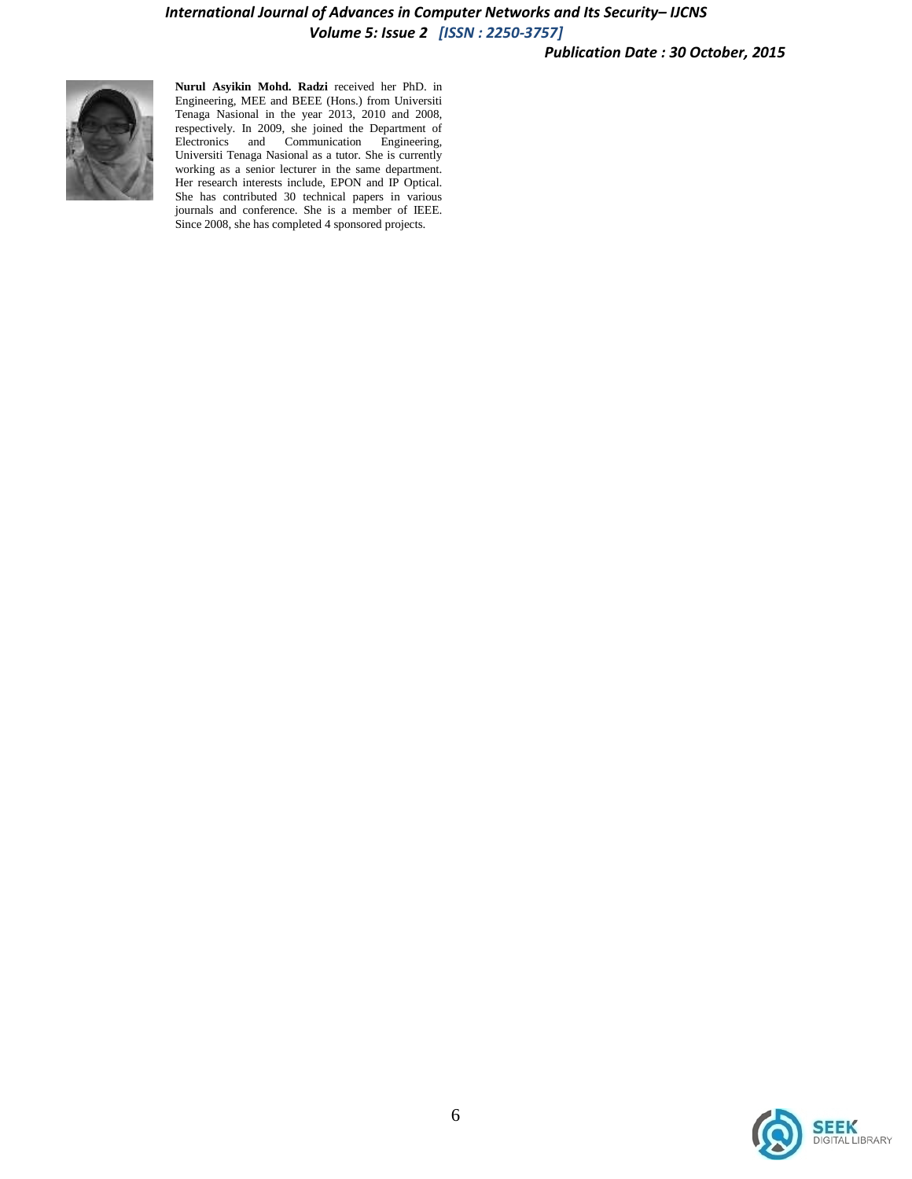**Nurul Asyikin Mohd. Radzi** received her PhD. in Engineering, MEE and BEEE (Hons.) from Universiti Tenaga Nasional in the year 2013, 2010 and 2008, respectively. In 2009, she joined the Department of Electronics and Communication Engineering, Universiti Tenaga Nasional as a tutor. She is currently working as a senior lecturer in the same department. Her research interests include, EPON and IP Optical. She has contributed 30 technical papers in various journals and conference. She is a member of IEEE. Since 2008, she has completed 4 sponsored projects.